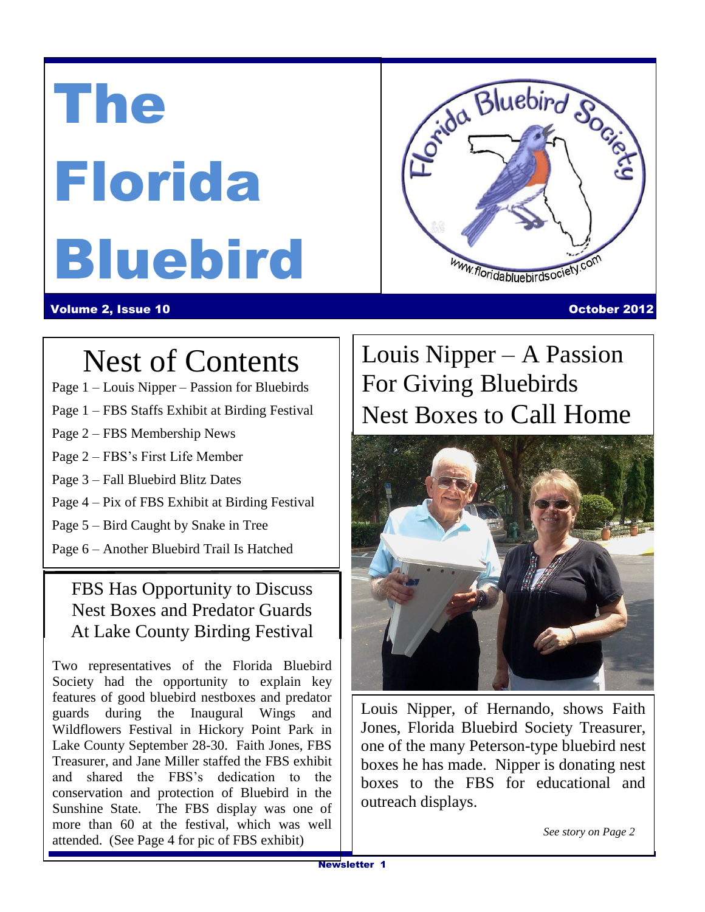# The Florida Bluebird

**Volume 2, Issue 10** **October 2012**

## Nest of Contents

- Page 1 – Louis Nipper – Passion for Bluebirds
- Page 1 – FBS Staffs Exhibit at Birding Festival
- Page 2 – FBS Membership News
- Page 2 – FBS's First Life Member
- Page 3 – Fall Bluebird Blitz Dates
- Page 4 – Pix of FBS Exhibit at Birding Festival
- Page 5 – Bird Caught by Snake in Tree
- Page 6 – Another Bluebird Trail Is Hatched

## FBS Has Opportunity to Discuss Nest Boxes and Predator Guards At Lake County Birding Festival

Two representatives of the Florida Bluebird Society had the opportunity to explain key features of good bluebird nestboxes and predator guards during the Inaugural Wings and Wildflowers Festival in Hickory Point Park in Lake County September 28-30. Faith Jones, FBS Treasurer, and Jane Miller staffed the FBS exhibit and shared the FBS's dedication to the conservation and protection of Bluebird in the Sunshine State. The FBS display was one of more than 60 at the festival, which was well attended. (See Page 4 for pic of FBS exhibit)

## Louis Nipper – A Passion For Giving Bluebirds Nest Boxes to Call Home

Louis Nipper, of Hernando, shows Faith Jones, Florida Bluebird Society Treasurer, one of the many Peterson-type bluebird nest boxes he has made. Nipper is donating nest boxes to the FBS for educational and outreach displays.

*See story on Page 2*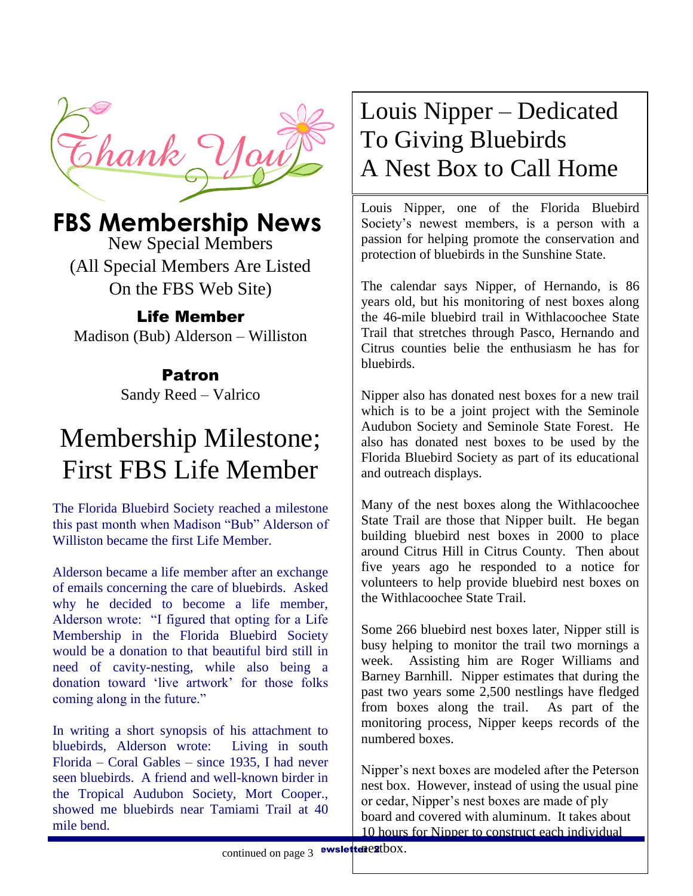# FBS Membership News

New Special Members
(All Special Members Are Listed On the FBS Web Site)

### Life Member

Madison (Bub) Alderson – Williston

### Patron

Sandy Reed – Valrico

## Membership Milestone; First FBS Life Member

The Florida Bluebird Society reached a milestone this past month when Madison "Bub" Alderson of Williston became the first Life Member.

Alderson became a life member after an exchange of emails concerning the care of bluebirds. Asked why he decided to become a life member, Alderson wrote: "I figured that opting for a Life Membership in the Florida Bluebird Society would be a donation to that beautiful bird still in need of cavity-nesting, while also being a donation toward 'live artwork' for those folks coming along in the future."

In writing a short synopsis of his attachment to bluebirds, Alderson wrote: Living in south Florida – Coral Gables – since 1935, I had never seen bluebirds. A friend and well-known birder in the Tropical Audubon Society, Mort Cooper., showed me bluebirds near Tamiami Trail at 40 mile bend.

continued on page 3

## Louis Nipper – Dedicated To Giving Bluebirds A Nest Box to Call Home

Louis Nipper, one of the Florida Bluebird Society's newest members, is a person with a passion for helping promote the conservation and protection of bluebirds in the Sunshine State.

The calendar says Nipper, of Hernando, is 86 years old, but his monitoring of nest boxes along the 46-mile bluebird trail in Withlacoochee State Trail that stretches through Pasco, Hernando and Citrus counties belie the enthusiasm he has for bluebirds.

Nipper also has donated nest boxes for a new trail which is to be a joint project with the Seminole Audubon Society and Seminole State Forest. He also has donated nest boxes to be used by the Florida Bluebird Society as part of its educational and outreach displays.

Many of the nest boxes along the Withlacoochee State Trail are those that Nipper built. He began building bluebird nest boxes in 2000 to place around Citrus Hill in Citrus County. Then about five years ago he responded to a notice for volunteers to help provide bluebird nest boxes on the Withlacoochee State Trail.

Some 266 bluebird nest boxes later, Nipper still is busy helping to monitor the trail two mornings a week. Assisting him are Roger Williams and Barney Barnhill. Nipper estimates that during the past two years some 2,500 nestlings have fledged from boxes along the trail. As part of the monitoring process, Nipper keeps records of the numbered boxes.

Nipper's next boxes are modeled after the Peterson nest box. However, instead of using the usual pine or cedar, Nipper's nest boxes are made of ply board and covered with aluminum. It takes about 10 hours for Nipper to construct each individual nestbox.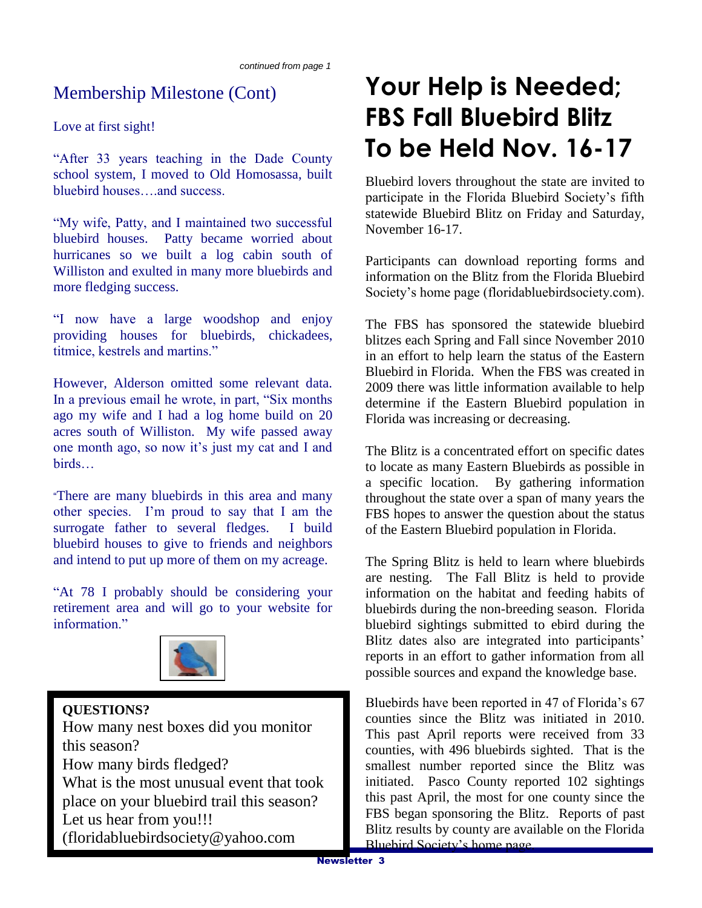*continued from page 1*

## Membership Milestone (Cont)

Love at first sight!

"After 33 years teaching in the Dade County school system, I moved to Old Homosassa, built bluebird houses….and success.

"My wife, Patty, and I maintained two successful bluebird houses. Patty became worried about hurricanes so we built a log cabin south of Williston and exulted in many more bluebirds and more fledging success.

"I now have a large woodshop and enjoy providing houses for bluebirds, chickadees, titmice, kestrels and martins."

However, Alderson omitted some relevant data. In a previous email he wrote, in part, "Six months ago my wife and I had a log home build on 20 acres south of Williston. My wife passed away one month ago, so now it's just my cat and I and birds…

"There are many bluebirds in this area and many other species. I'm proud to say that I am the surrogate father to several fledges. I build bluebird houses to give to friends and neighbors and intend to put up more of them on my acreage.

"At 78 I probably should be considering your retirement area and will go to your website for information."

**QUESTIONS?**
How many nest boxes did you monitor this season?
How many birds fledged?
What is the most unusual event that took place on your bluebird trail this season?
Let us hear from you!!!
(floridabluebirdsociety@yahoo.com

# Your Help is Needed; FBS Fall Bluebird Blitz To be Held Nov. 16-17

Bluebird lovers throughout the state are invited to participate in the Florida Bluebird Society's fifth statewide Bluebird Blitz on Friday and Saturday, November 16-17.

Participants can download reporting forms and information on the Blitz from the Florida Bluebird Society's home page (floridabluebirdsociety.com).

The FBS has sponsored the statewide bluebird blitzes each Spring and Fall since November 2010 in an effort to help learn the status of the Eastern Bluebird in Florida. When the FBS was created in 2009 there was little information available to help determine if the Eastern Bluebird population in Florida was increasing or decreasing.

The Blitz is a concentrated effort on specific dates to locate as many Eastern Bluebirds as possible in a specific location. By gathering information throughout the state over a span of many years the FBS hopes to answer the question about the status of the Eastern Bluebird population in Florida.

The Spring Blitz is held to learn where bluebirds are nesting. The Fall Blitz is held to provide information on the habitat and feeding habits of bluebirds during the non-breeding season. Florida bluebird sightings submitted to ebird during the Blitz dates also are integrated into participants' reports in an effort to gather information from all possible sources and expand the knowledge base.

Bluebirds have been reported in 47 of Florida's 67 counties since the Blitz was initiated in 2010. This past April reports were received from 33 counties, with 496 bluebirds sighted. That is the smallest number reported since the Blitz was initiated. Pasco County reported 102 sightings this past April, the most for one county since the FBS began sponsoring the Blitz. Reports of past Blitz results by county are available on the Florida Bluebird Society's home page.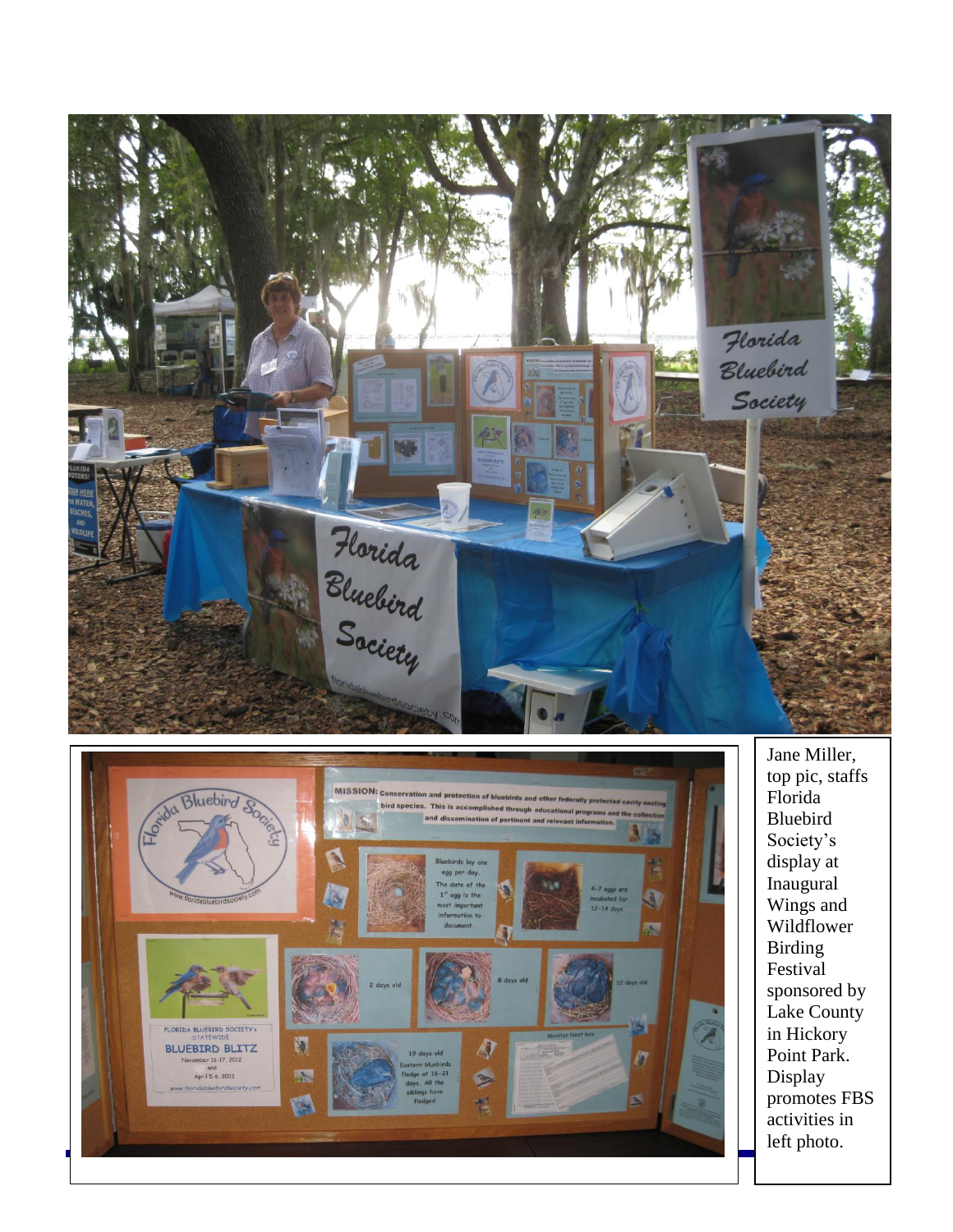Jane Miller, top pic, staffs Florida Bluebird Society's display at Inaugural Wings and Wildflower Birding Festival sponsored by Lake County in Hickory Point Park. Display promotes FBS activities in left photo.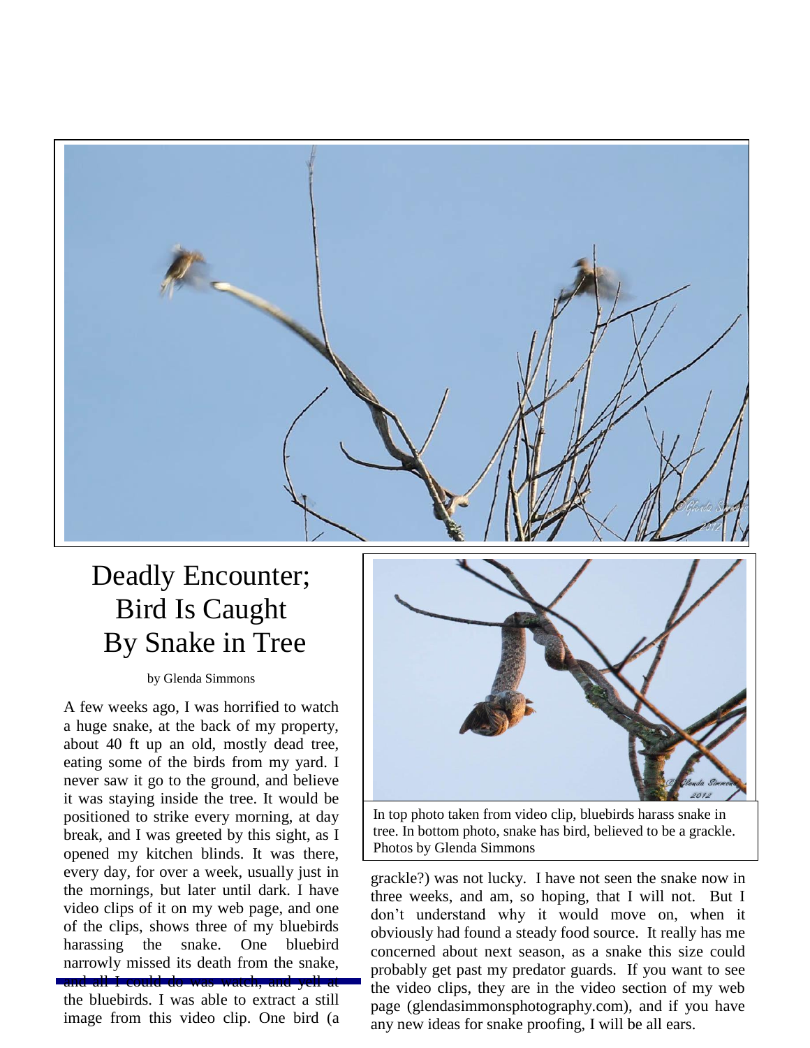# Deadly Encounter; Bird Is Caught By Snake in Tree

by Glenda Simmons

In top photo taken from video clip, bluebirds harass snake in tree. In bottom photo, snake has bird, believed to be a grackle. Photos by Glenda Simmons

A few weeks ago, I was horrified to watch a huge snake, at the back of my property, about 40 ft up an old, mostly dead tree, eating some of the birds from my yard. I never saw it go to the ground, and believe it was staying inside the tree. It would be positioned to strike every morning, at day break, and I was greeted by this sight, as I opened my kitchen blinds. It was there, every day, for over a week, usually just in the mornings, but later until dark. I have video clips of it on my web page, and one of the clips, shows three of my bluebirds harassing the snake. One bluebird narrowly missed its death from the snake, and all I could do was watch, and yell at the bluebirds. I was able to extract a still image from this video clip. One bird (a grackle?) was not lucky. I have not seen the snake now in three weeks, and am, so hoping, that I will not. But I don't understand why it would move on, when it obviously had found a steady food source. It really has me concerned about next season, as a snake this size could probably get past my predator guards. If you want to see the video clips, they are in the video section of my web page (glendasimmonsphotography.com), and if you have any new ideas for snake proofing, I will be all ears.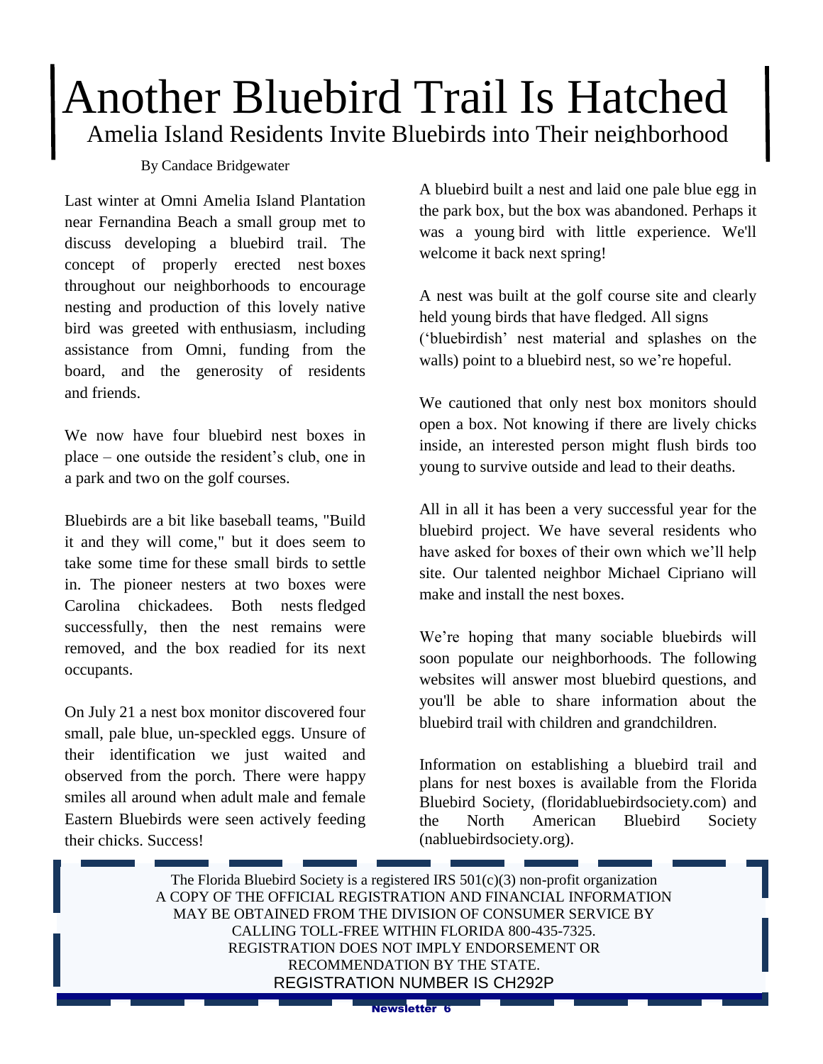# Another Bluebird Trail Is Hatched

## Amelia Island Residents Invite Bluebirds into Their neighborhood

By Candace Bridgewater

Last winter at Omni Amelia Island Plantation near Fernandina Beach a small group met to discuss developing a bluebird trail. The concept of properly erected nest boxes throughout our neighborhoods to encourage nesting and production of this lovely native bird was greeted with enthusiasm, including assistance from Omni, funding from the board, and the generosity of residents and friends.

We now have four bluebird nest boxes in place – one outside the resident's club, one in a park and two on the golf courses.

Bluebirds are a bit like baseball teams, "Build it and they will come," but it does seem to take some time for these small birds to settle in. The pioneer nesters at two boxes were Carolina chickadees. Both nests fledged successfully, then the nest remains were removed, and the box readied for its next occupants.

On July 21 a nest box monitor discovered four small, pale blue, un-speckled eggs. Unsure of their identification we just waited and observed from the porch. There were happy smiles all around when adult male and female Eastern Bluebirds were seen actively feeding their chicks. Success!

A bluebird built a nest and laid one pale blue egg in the park box, but the box was abandoned. Perhaps it was a young bird with little experience. We'll welcome it back next spring!

A nest was built at the golf course site and clearly held young birds that have fledged. All signs ('bluebirdish' nest material and splashes on the walls) point to a bluebird nest, so we're hopeful.

We cautioned that only nest box monitors should open a box. Not knowing if there are lively chicks inside, an interested person might flush birds too young to survive outside and lead to their deaths.

All in all it has been a very successful year for the bluebird project. We have several residents who have asked for boxes of their own which we'll help site. Our talented neighbor Michael Cipriano will make and install the nest boxes.

We're hoping that many sociable bluebirds will soon populate our neighborhoods. The following websites will answer most bluebird questions, and you'll be able to share information about the bluebird trail with children and grandchildren.

Information on establishing a bluebird trail and plans for nest boxes is available from the Florida Bluebird Society, (floridabluebirdsociety.com) and the North American Bluebird Society (nabluebirdsociety.org).

The Florida Bluebird Society is a registered IRS 501(c)(3) non-profit organization
A COPY OF THE OFFICIAL REGISTRATION AND FINANCIAL INFORMATION MAY BE OBTAINED FROM THE DIVISION OF CONSUMER SERVICE BY CALLING TOLL-FREE WITHIN FLORIDA 800-435-7325.
REGISTRATION DOES NOT IMPLY ENDORSEMENT OR RECOMMENDATION BY THE STATE.
REGISTRATION NUMBER IS CH292P